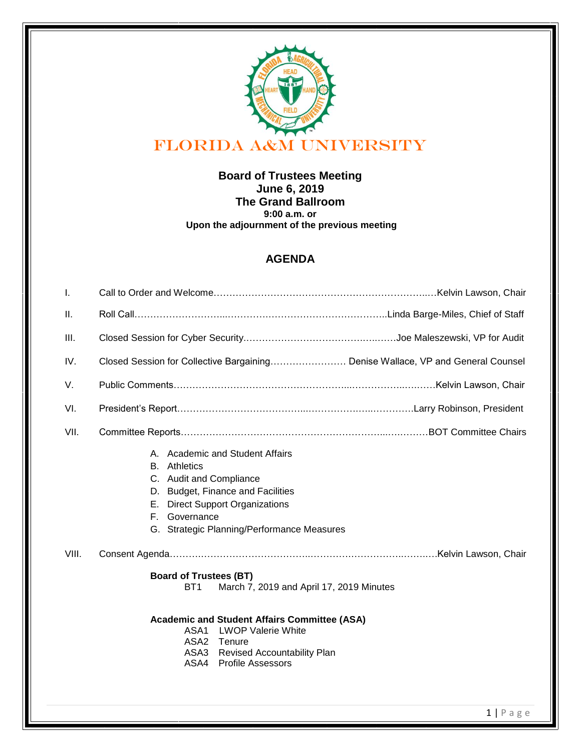# FLORIDA A&M UNIVERSITY

**Board of Trustees Meeting**
**June 6, 2019**
**The Grand Ballroom**
**9:00 a.m. or**
**Upon the adjournment of the previous meeting**

## AGENDA

I. Call to Order and Welcome……………………………………………………………..….Kelvin Lawson, Chair

II. Roll Call………………………...…………………………………………..Linda Barge-Miles, Chief of Staff

III. Closed Session for Cyber Security……………………………………..……Joe Maleszewski, VP for Audit

IV. Closed Session for Collective Bargaining…………………… Denise Wallace, VP and General Counsel

V. Public Comments……………………………………………...…………...….……Kelvin Lawson, Chair

VI. President's Report…………………………………...…………….…...…………Larry Robinson, President

VII. Committee Reports……………………………………………………...….………BOT Committee Chairs

- A. Academic and Student Affairs
- B. Athletics
- C. Audit and Compliance
- D. Budget, Finance and Facilities
- E. Direct Support Organizations
- F. Governance
- G. Strategic Planning/Performance Measures

VIII. Consent Agenda…………………………………...………………………..………Kelvin Lawson, Chair

**Board of Trustees (BT)**

- BT1 March 7, 2019 and April 17, 2019 Minutes

**Academic and Student Affairs Committee (ASA)**

- ASA1 LWOP Valerie White
- ASA2 Tenure
- ASA3 Revised Accountability Plan
- ASA4 Profile Assessors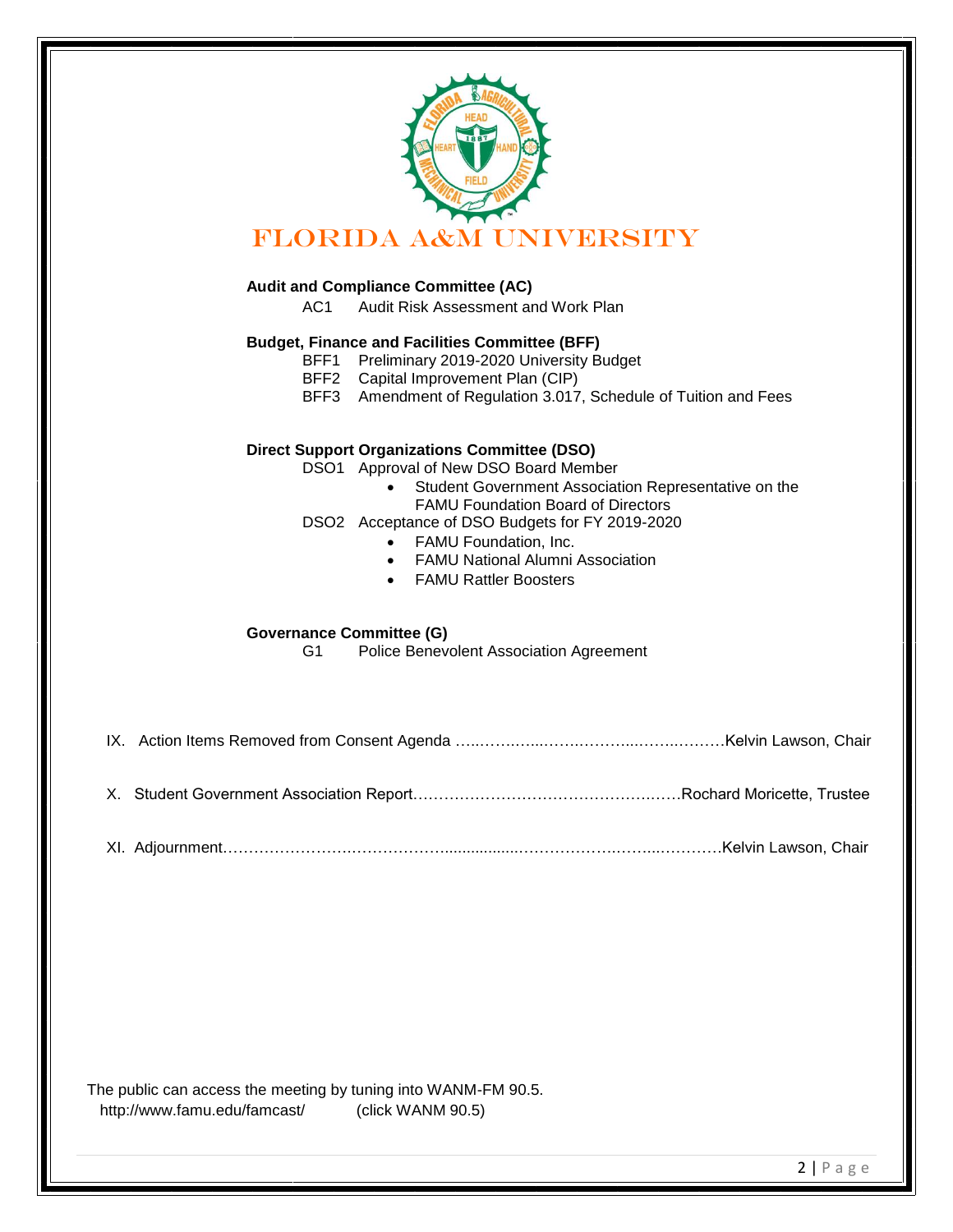FLORIDA A&M UNIVERSITY

**Audit and Compliance Committee (AC)**

AC1 Audit Risk Assessment and Work Plan

**Budget, Finance and Facilities Committee (BFF)**

BFF1 Preliminary 2019-2020 University Budget
BFF2 Capital Improvement Plan (CIP)
BFF3 Amendment of Regulation 3.017, Schedule of Tuition and Fees

**Direct Support Organizations Committee (DSO)**

DSO1 Approval of New DSO Board Member

- Student Government Association Representative on the FAMU Foundation Board of Directors

DSO2 Acceptance of DSO Budgets for FY 2019-2020

- FAMU Foundation, Inc.
- FAMU National Alumni Association
- FAMU Rattler Boosters

**Governance Committee (G)**

G1 Police Benevolent Association Agreement

IX. Action Items Removed from Consent Agenda ……………………………………………Kelvin Lawson, Chair

X. Student Government Association Report……………………………………………Rochard Moricette, Trustee

XI. Adjournment……………………………………………………………………………Kelvin Lawson, Chair

The public can access the meeting by tuning into WANM-FM 90.5.
http://www.famu.edu/famcast/ (click WANM 90.5)